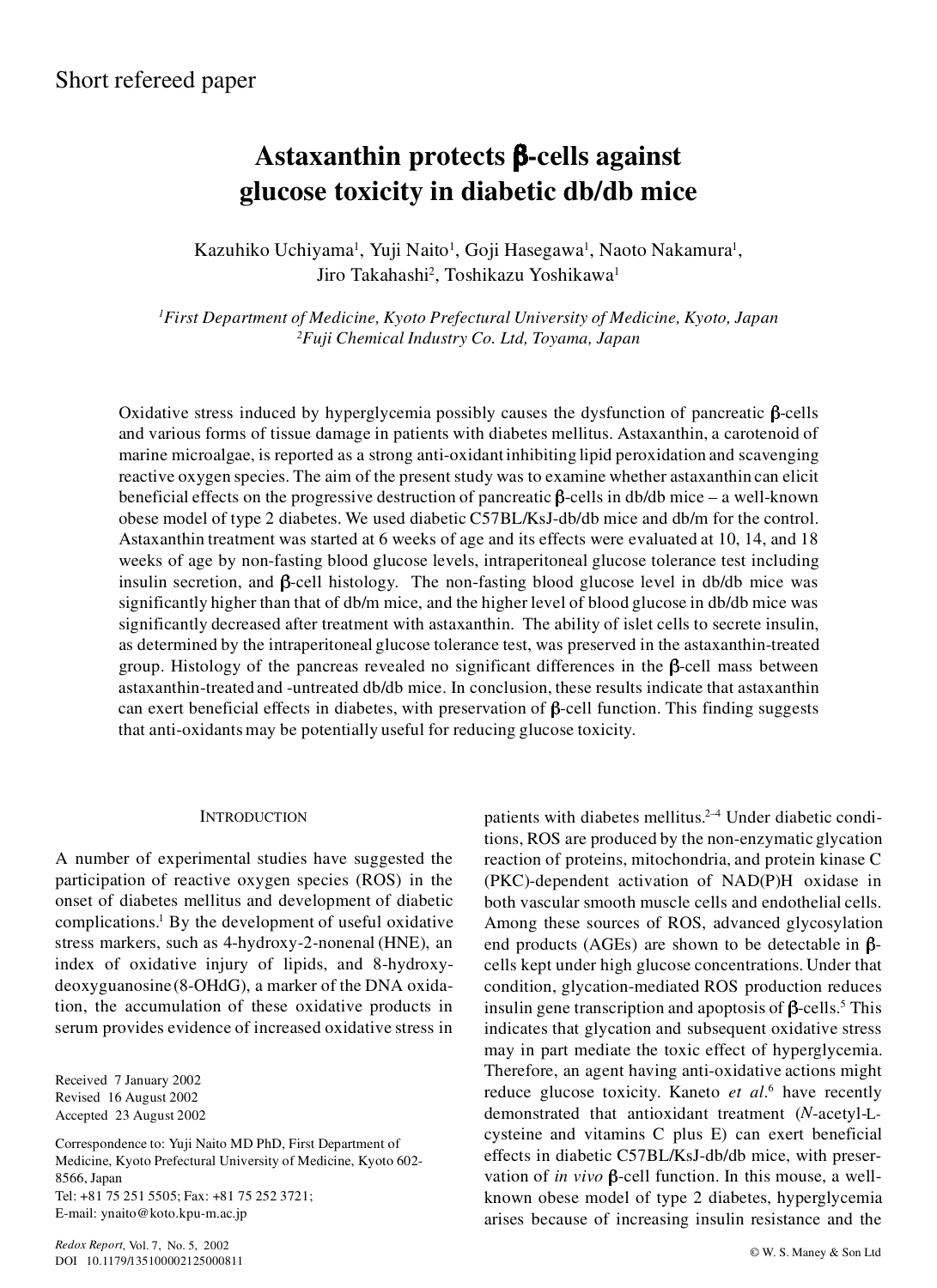Short refereed paper

# Astaxanthin protects β-cells against glucose toxicity in diabetic db/db mice

Kazuhiko Uchiyama[1], Yuji Naito[1], Goji Hasegawa[1], Naoto Nakamura[1], Jiro Takahashi[2], Toshikazu Yoshikawa[1]

*[1]First Department of Medicine, Kyoto Prefectural University of Medicine, Kyoto, Japan*
*[2]Fuji Chemical Industry Co. Ltd, Toyama, Japan*

Oxidative stress induced by hyperglycemia possibly causes the dysfunction of pancreatic β-cells and various forms of tissue damage in patients with diabetes mellitus. Astaxanthin, a carotenoid of marine microalgae, is reported as a strong anti-oxidant inhibiting lipid peroxidation and scavenging reactive oxygen species. The aim of the present study was to examine whether astaxanthin can elicit beneficial effects on the progressive destruction of pancreatic β-cells in db/db mice – a well-known obese model of type 2 diabetes. We used diabetic C57BL/KsJ-db/db mice and db/m for the control. Astaxanthin treatment was started at 6 weeks of age and its effects were evaluated at 10, 14, and 18 weeks of age by non-fasting blood glucose levels, intraperitoneal glucose tolerance test including insulin secretion, and β-cell histology. The non-fasting blood glucose level in db/db mice was significantly higher than that of db/m mice, and the higher level of blood glucose in db/db mice was significantly decreased after treatment with astaxanthin. The ability of islet cells to secrete insulin, as determined by the intraperitoneal glucose tolerance test, was preserved in the astaxanthin-treated group. Histology of the pancreas revealed no significant differences in the β-cell mass between astaxanthin-treated and -untreated db/db mice. In conclusion, these results indicate that astaxanthin can exert beneficial effects in diabetes, with preservation of β-cell function. This finding suggests that anti-oxidants may be potentially useful for reducing glucose toxicity.

## INTRODUCTION

A number of experimental studies have suggested the participation of reactive oxygen species (ROS) in the onset of diabetes mellitus and development of diabetic complications.[1] By the development of useful oxidative stress markers, such as 4-hydroxy-2-nonenal (HNE), an index of oxidative injury of lipids, and 8-hydroxydeoxyguanosine (8-OHdG), a marker of the DNA oxidation, the accumulation of these oxidative products in serum provides evidence of increased oxidative stress in patients with diabetes mellitus.[2–4] Under diabetic conditions, ROS are produced by the non-enzymatic glycation reaction of proteins, mitochondria, and protein kinase C (PKC)-dependent activation of NAD(P)H oxidase in both vascular smooth muscle cells and endothelial cells. Among these sources of ROS, advanced glycosylation end products (AGEs) are shown to be detectable in β-cells kept under high glucose concentrations. Under that condition, glycation-mediated ROS production reduces insulin gene transcription and apoptosis of β-cells.[5] This indicates that glycation and subsequent oxidative stress may in part mediate the toxic effect of hyperglycemia. Therefore, an agent having anti-oxidative actions might reduce glucose toxicity. Kaneto *et al*.[6] have recently demonstrated that antioxidant treatment (*N*-acetyl-L-cysteine and vitamins C plus E) can exert beneficial effects in diabetic C57BL/KsJ-db/db mice, with preservation of *in vivo* β-cell function. In this mouse, a well-known obese model of type 2 diabetes, hyperglycemia arises because of increasing insulin resistance and the

Received 7 January 2002
Revised 16 August 2002
Accepted 23 August 2002

Correspondence to: Yuji Naito MD PhD, First Department of Medicine, Kyoto Prefectural University of Medicine, Kyoto 602-8566, Japan
Tel: +81 75 251 5505; Fax: +81 75 252 3721;
E-mail: ynaito@koto.kpu-m.ac.jp

*Redox Report*, Vol. 7, No. 5, 2002
DOI 10.1179/135100002125000811

© W. S. Maney & Son Ltd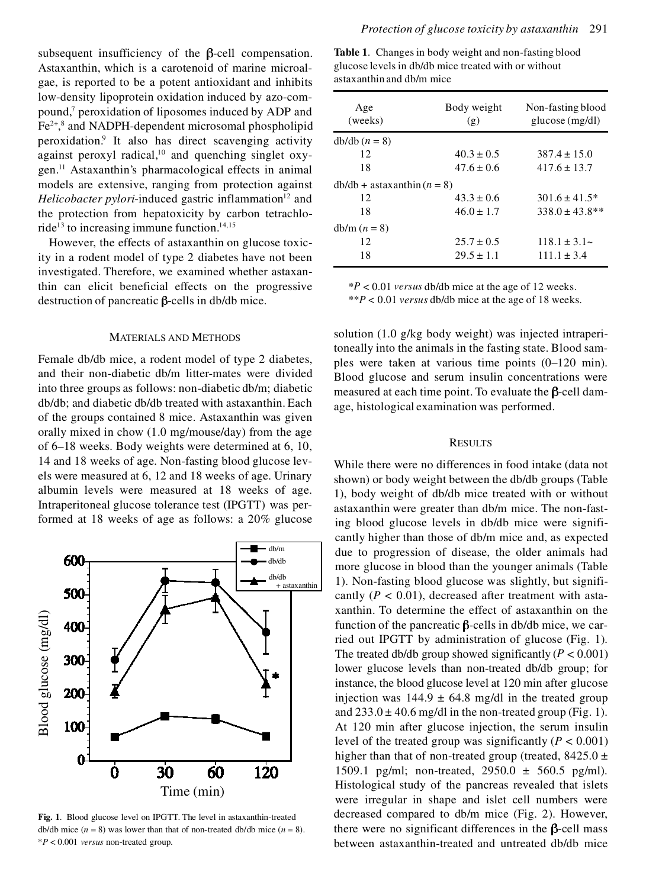subsequent insufficiency of the β-cell compensation. Astaxanthin, which is a carotenoid of marine microalgae, is reported to be a potent antioxidant and inhibits low-density lipoprotein oxidation induced by azo-compound,[7] peroxidation of liposomes induced by ADP and $Fe^{2+}$,[8] and NADPH-dependent microsomal phospholipid peroxidation.[9] It also has direct scavenging activity against peroxyl radical,[10] and quenching singlet oxygen.[11] Astaxanthin's pharmacological effects in animal models are extensive, ranging from protection against *Helicobacter pylori*-induced gastric inflammation[12] and the protection from hepatoxicity by carbon tetrachloride[13] to increasing immune function.[14,15]

However, the effects of astaxanthin on glucose toxicity in a rodent model of type 2 diabetes have not been investigated. Therefore, we examined whether astaxanthin can elicit beneficial effects on the progressive destruction of pancreatic β-cells in db/db mice.

## Materials and Methods

Female db/db mice, a rodent model of type 2 diabetes, and their non-diabetic db/m litter-mates were divided into three groups as follows: non-diabetic db/m; diabetic db/db; and diabetic db/db treated with astaxanthin. Each of the groups contained 8 mice. Astaxanthin was given orally mixed in chow (1.0 mg/mouse/day) from the age of 6–18 weeks. Body weights were determined at 6, 10, 14 and 18 weeks of age. Non-fasting blood glucose levels were measured at 6, 12 and 18 weeks of age. Urinary albumin levels were measured at 18 weeks of age. Intraperitoneal glucose tolerance test (IPGTT) was performed at 18 weeks of age as follows: a 20% glucose solution (1.0 g/kg body weight) was injected intraperitoneally into the animals in the fasting state. Blood samples were taken at various time points (0–120 min). Blood glucose and serum insulin concentrations were measured at each time point. To evaluate the β-cell damage, histological examination was performed.

**Table 1**. Changes in body weight and non-fasting blood glucose levels in db/db mice treated with or without astaxanthin and db/m mice

| Age (weeks) | Body weight (g) | Non-fasting blood glucose (mg/dl) |
|---|---|---|
| db/db ($n$ = 8) | | |
| 12 | 40.3 ± 0.5 | 387.4 ± 15.0 |
| 18 | 47.6 ± 0.6 | 417.6 ± 13.7 |
| db/db + astaxanthin ($n$ = 8) | | |
| 12 | 43.3 ± 0.6 | 301.6 ± 41.5* |
| 18 | 46.0 ± 1.7 | 338.0 ± 43.8** |
| db/m ($n$ = 8) | | |
| 12 | 25.7 ± 0.5 | 118.1 ± 3.1~ |
| 18 | 29.5 ± 1.1 | 111.1 ± 3.4 |

*$P$ < 0.01 *versus* db/db mice at the age of 12 weeks.
**$P$ < 0.01 *versus* db/db mice at the age of 18 weeks.

**Fig. 1**. Blood glucose level on IPGTT. The level in astaxanthin-treated db/db mice ($n$ = 8) was lower than that of non-treated db/db mice ($n$ = 8). *$P$ < 0.001 *versus* non-treated group.

## Results

While there were no differences in food intake (data not shown) or body weight between the db/db groups (Table 1), body weight of db/db mice treated with or without astaxanthin were greater than db/m mice. The non-fasting blood glucose levels in db/db mice were significantly higher than those of db/m mice and, as expected due to progression of disease, the older animals had more glucose in blood than the younger animals (Table 1). Non-fasting blood glucose was slightly, but significantly ($P$ < 0.01), decreased after treatment with astaxanthin. To determine the effect of astaxanthin on the function of the pancreatic β-cells in db/db mice, we carried out IPGTT by administration of glucose (Fig. 1). The treated db/db group showed significantly ($P$ < 0.001) lower glucose levels than non-treated db/db group; for instance, the blood glucose level at 120 min after glucose injection was 144.9 ± 64.8 mg/dl in the treated group and 233.0 ± 40.6 mg/dl in the non-treated group (Fig. 1). At 120 min after glucose injection, the serum insulin level of the treated group was significantly ($P$ < 0.001) higher than that of non-treated group (treated, 8425.0 ± 1509.1 pg/ml; non-treated, 2950.0 ± 560.5 pg/ml). Histological study of the pancreas revealed that islets were irregular in shape and islet cell numbers were decreased compared to db/m mice (Fig. 2). However, there were no significant differences in the β-cell mass between astaxanthin-treated and untreated db/db mice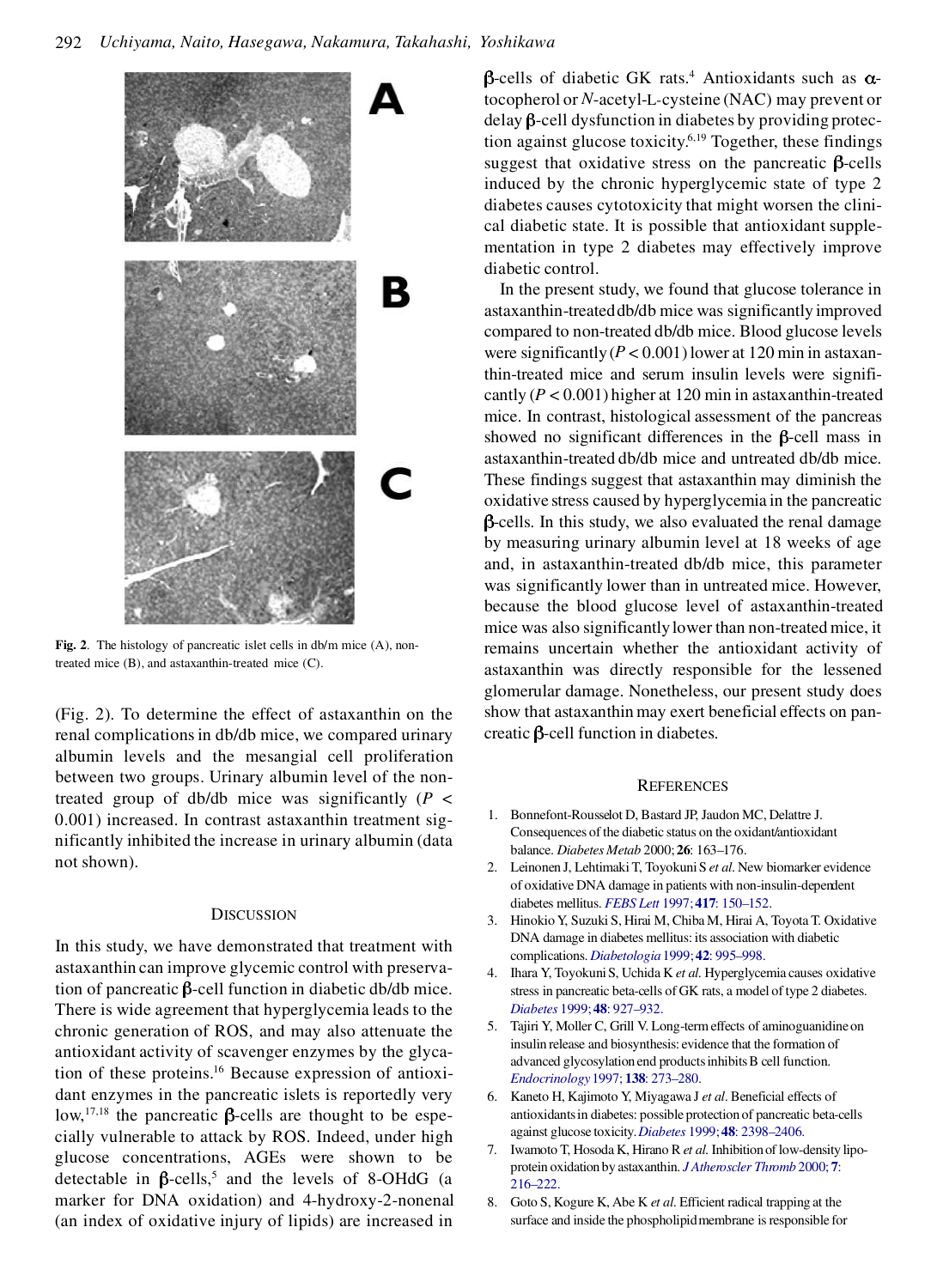Fig. 2. The histology of pancreatic islet cells in db/m mice (A), non-treated mice (B), and astaxanthin-treated mice (C).

(Fig. 2). To determine the effect of astaxanthin on the renal complications in db/db mice, we compared urinary albumin levels and the mesangial cell proliferation between two groups. Urinary albumin level of the non-treated group of db/db mice was significantly ($P <$ 0.001) increased. In contrast astaxanthin treatment significantly inhibited the increase in urinary albumin (data not shown).

## Discussion

In this study, we have demonstrated that treatment with astaxanthin can improve glycemic control with preservation of pancreatic β-cell function in diabetic db/db mice. There is wide agreement that hyperglycemia leads to the chronic generation of ROS, and may also attenuate the antioxidant activity of scavenger enzymes by the glycation of these proteins.[16] Because expression of antioxidant enzymes in the pancreatic islets is reportedly very low,[17,18] the pancreatic β-cells are thought to be especially vulnerable to attack by ROS. Indeed, under high glucose concentrations, AGEs were shown to be detectable in β-cells,[5] and the levels of 8-OHdG (a marker for DNA oxidation) and 4-hydroxy-2-nonenal (an index of oxidative injury of lipids) are increased in β-cells of diabetic GK rats.[4] Antioxidants such as α-tocopherol or *N*-acetyl-L-cysteine (NAC) may prevent or delay β-cell dysfunction in diabetes by providing protection against glucose toxicity.[6,19] Together, these findings suggest that oxidative stress on the pancreatic β-cells induced by the chronic hyperglycemic state of type 2 diabetes causes cytotoxicity that might worsen the clinical diabetic state. It is possible that antioxidant supplementation in type 2 diabetes may effectively improve diabetic control.

In the present study, we found that glucose tolerance in astaxanthin-treated db/db mice was significantly improved compared to non-treated db/db mice. Blood glucose levels were significantly ($P < 0.001$) lower at 120 min in astaxanthin-treated mice and serum insulin levels were significantly ($P < 0.001$) higher at 120 min in astaxanthin-treated mice. In contrast, histological assessment of the pancreas showed no significant differences in the β-cell mass in astaxanthin-treated db/db mice and untreated db/db mice. These findings suggest that astaxanthin may diminish the oxidative stress caused by hyperglycemia in the pancreatic β-cells. In this study, we also evaluated the renal damage by measuring urinary albumin level at 18 weeks of age and, in astaxanthin-treated db/db mice, this parameter was significantly lower than in untreated mice. However, because the blood glucose level of astaxanthin-treated mice was also significantly lower than non-treated mice, it remains uncertain whether the antioxidant activity of astaxanthin was directly responsible for the lessened glomerular damage. Nonetheless, our present study does show that astaxanthin may exert beneficial effects on pancreatic β-cell function in diabetes.

## References

1. Bonnefont-Rousselot D, Bastard JP, Jaudon MC, Delattre J. Consequences of the diabetic status on the oxidant/antioxidant balance. *Diabetes Metab* 2000; **26**: 163–176.
2. Leinonen J, Lehtimaki T, Toyokuni S *et al*. New biomarker evidence of oxidative DNA damage in patients with non-insulin-dependent diabetes mellitus. *FEBS Lett* 1997; **417**: 150–152.
3. Hinokio Y, Suzuki S, Hirai M, Chiba M, Hirai A, Toyota T. Oxidative DNA damage in diabetes mellitus: its association with diabetic complications. *Diabetologia* 1999; **42**: 995–998.
4. Ihara Y, Toyokuni S, Uchida K *et al*. Hyperglycemia causes oxidative stress in pancreatic beta-cells of GK rats, a model of type 2 diabetes. *Diabetes* 1999; **48**: 927–932.
5. Tajiri Y, Moller C, Grill V. Long-term effects of aminoguanidine on insulin release and biosynthesis: evidence that the formation of advanced glycosylation end products inhibits B cell function. *Endocrinology* 1997; **138**: 273–280.
6. Kaneto H, Kajimoto Y, Miyagawa J *et al*. Beneficial effects of antioxidants in diabetes: possible protection of pancreatic beta-cells against glucose toxicity. *Diabetes* 1999; **48**: 2398–2406.
7. Iwamoto T, Hosoda K, Hirano R *et al*. Inhibition of low-density lipoprotein oxidation by astaxanthin. *J Atheroscler Thromb* 2000; **7**: 216–222.
8. Goto S, Kogure K, Abe K *et al*. Efficient radical trapping at the surface and inside the phospholipid membrane is responsible for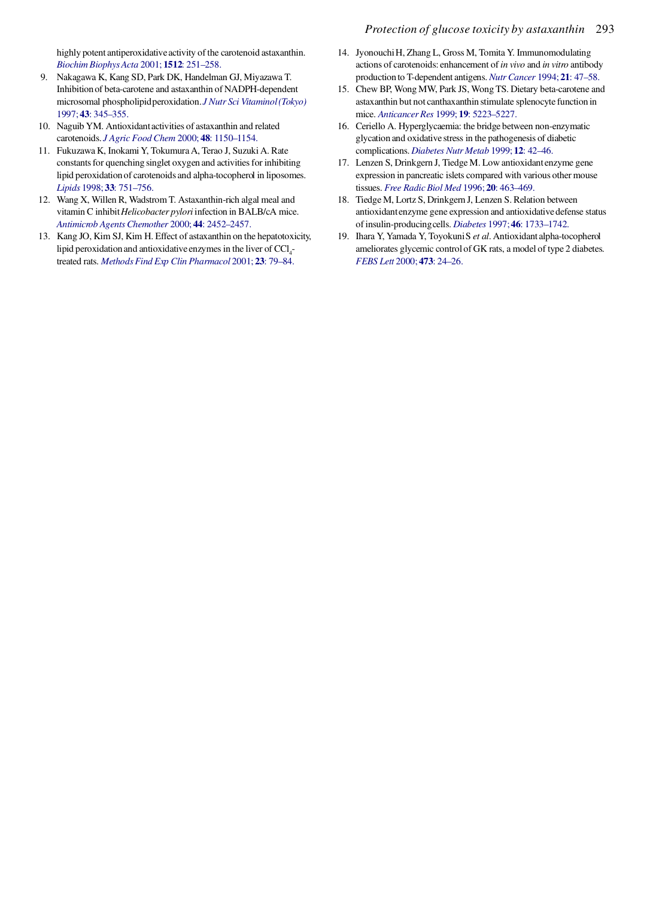highly potent antiperoxidative activity of the carotenoid astaxanthin. *Biochim Biophys Acta* 2001; **1512**: 251–258.

9. Nakagawa K, Kang SD, Park DK, Handelman GJ, Miyazawa T. Inhibition of beta-carotene and astaxanthin of NADPH-dependent microsomal phospholipid peroxidation. *J Nutr Sci Vitaminol (Tokyo)* 1997; **43**: 345–355.
10. Naguib YM. Antioxidant activities of astaxanthin and related carotenoids. *J Agric Food Chem* 2000; **48**: 1150–1154.
11. Fukuzawa K, Inokami Y, Tokumura A, Terao J, Suzuki A. Rate constants for quenching singlet oxygen and activities for inhibiting lipid peroxidation of carotenoids and alpha-tocopherol in liposomes. *Lipids* 1998; **33**: 751–756.
12. Wang X, Willen R, Wadstrom T. Astaxanthin-rich algal meal and vitamin C inhibit *Helicobacter pylori* infection in BALB/cA mice. *Antimicrob Agents Chemother* 2000; **44**: 2452–2457.
13. Kang JO, Kim SJ, Kim H. Effect of astaxanthin on the hepatotoxicity, lipid peroxidation and antioxidative enzymes in the liver of $CCl_4$-treated rats. *Methods Find Exp Clin Pharmacol* 2001; **23**: 79–84.
14. Jyonouchi H, Zhang L, Gross M, Tomita Y. Immunomodulating actions of carotenoids: enhancement of *in vivo* and *in vitro* antibody production to T-dependent antigens. *Nutr Cancer* 1994; **21**: 47–58.
15. Chew BP, Wong MW, Park JS, Wong TS. Dietary beta-carotene and astaxanthin but not canthaxanthin stimulate splenocyte function in mice. *Anticancer Res* 1999; **19**: 5223–5227.
16. Ceriello A. Hyperglycaemia: the bridge between non-enzymatic glycation and oxidative stress in the pathogenesis of diabetic complications. *Diabetes Nutr Metab* 1999; **12**: 42–46.
17. Lenzen S, Drinkgern J, Tiedge M. Low antioxidant enzyme gene expression in pancreatic islets compared with various other mouse tissues. *Free Radic Biol Med* 1996; **20**: 463–469.
18. Tiedge M, Lortz S, Drinkgern J, Lenzen S. Relation between antioxidant enzyme gene expression and antioxidative defense status of insulin-producing cells. *Diabetes* 1997; **46**: 1733–1742.
19. Ihara Y, Yamada Y, Toyokuni S *et al*. Antioxidant alpha-tocopherol ameliorates glycemic control of GK rats, a model of type 2 diabetes. *FEBS Lett* 2000; **473**: 24–26.